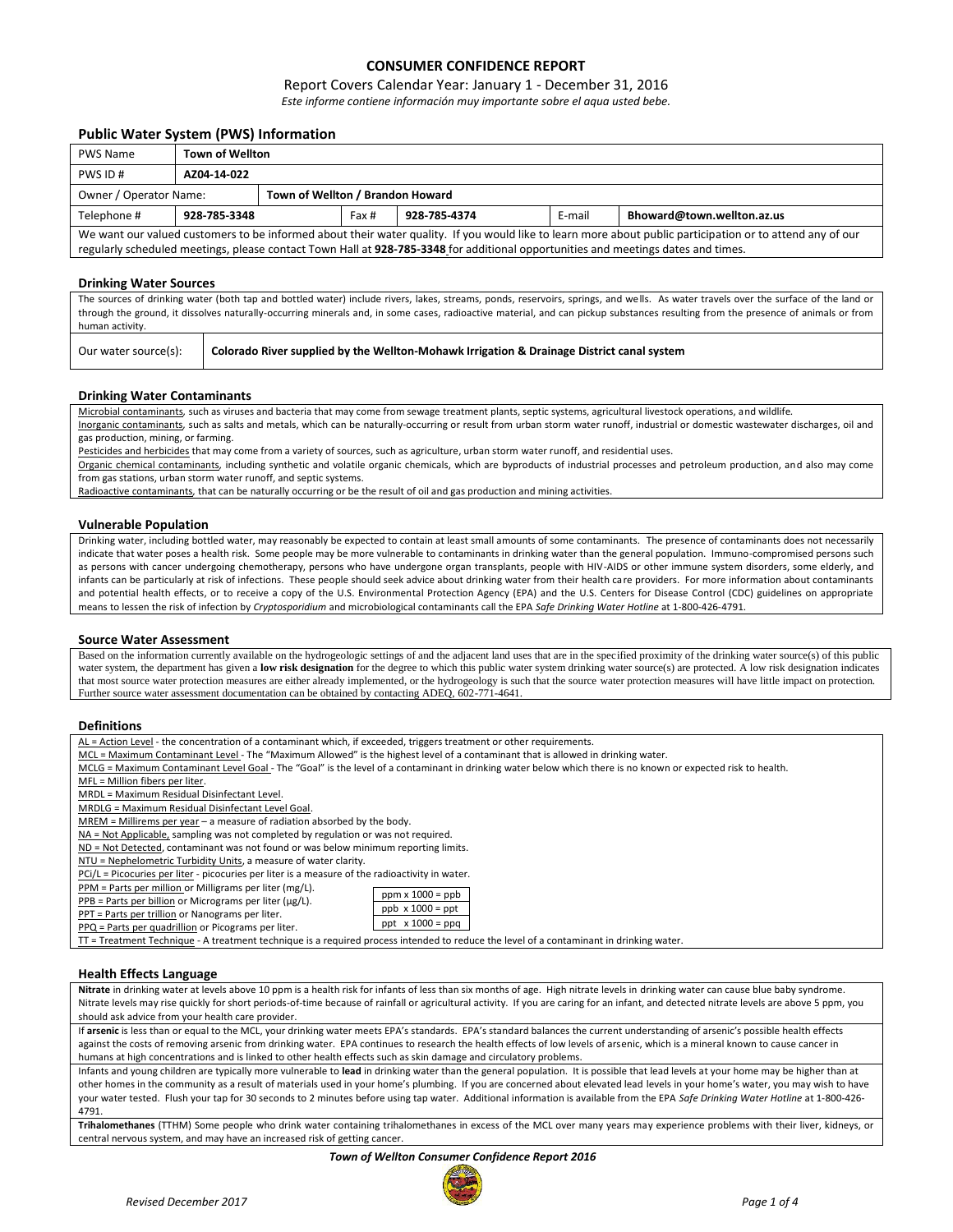# CONSUMER CONFIDENCE REPORT

Report Covers Calendar Year: January 1 - December 31, 2016

*Este informe contiene información muy importante sobre el aqua usted bebe.*

## Public Water System (PWS) Information

| PWS Name | **Town of Wellton** | | | | | | |
|---|---|---|---|---|---|---|---|
| PWS ID # | **AZ04-14-022** | | | | | | |
| Owner / Operator Name: | | **Town of Wellton / Brandon Howard** | | | | | |
| Telephone # | **928-785-3348** | | Fax # | **928-785-4374** | E-mail | **Bhoward@town.wellton.az.us** | |

We want our valued customers to be informed about their water quality. If you would like to learn more about public participation or to attend any of our regularly scheduled meetings, please contact Town Hall at **928-785-3348** for additional opportunities and meetings dates and times.

## Drinking Water Sources

The sources of drinking water (both tap and bottled water) include rivers, lakes, streams, ponds, reservoirs, springs, and wells. As water travels over the surface of the land or through the ground, it dissolves naturally-occurring minerals and, in some cases, radioactive material, and can pickup substances resulting from the presence of animals or from human activity.

| Our water source(s): | **Colorado River supplied by the Wellton-Mohawk Irrigation & Drainage District canal system** |
|---|---|

## Drinking Water Contaminants

Microbial contaminants, such as viruses and bacteria that may come from sewage treatment plants, septic systems, agricultural livestock operations, and wildlife.

Inorganic contaminants, such as salts and metals, which can be naturally-occurring or result from urban storm water runoff, industrial or domestic wastewater discharges, oil and gas production, mining, or farming.

Pesticides and herbicides that may come from a variety of sources, such as agriculture, urban storm water runoff, and residential uses.

Organic chemical contaminants, including synthetic and volatile organic chemicals, which are byproducts of industrial processes and petroleum production, and also may come from gas stations, urban storm water runoff, and septic systems.

Radioactive contaminants, that can be naturally occurring or be the result of oil and gas production and mining activities.

## Vulnerable Population

Drinking water, including bottled water, may reasonably be expected to contain at least small amounts of some contaminants. The presence of contaminants does not necessarily indicate that water poses a health risk. Some people may be more vulnerable to contaminants in drinking water than the general population. Immuno-compromised persons such as persons with cancer undergoing chemotherapy, persons who have undergone organ transplants, people with HIV-AIDS or other immune system disorders, some elderly, and infants can be particularly at risk of infections. These people should seek advice about drinking water from their health care providers. For more information about contaminants and potential health effects, or to receive a copy of the U.S. Environmental Protection Agency (EPA) and the U.S. Centers for Disease Control (CDC) guidelines on appropriate means to lessen the risk of infection by *Cryptosporidium* and microbiological contaminants call the EPA *Safe Drinking Water Hotline* at 1-800-426-4791.

## Source Water Assessment

Based on the information currently available on the hydrogeologic settings of and the adjacent land uses that are in the specified proximity of the drinking water source(s) of this public water system, the department has given a **low risk designation** for the degree to which this public water system drinking water source(s) are protected. A low risk designation indicates that most source water protection measures are either already implemented, or the hydrogeology is such that the source water protection measures will have little impact on protection. Further source water assessment documentation can be obtained by contacting ADEQ, 602-771-4641.

## Definitions

AL = Action Level - the concentration of a contaminant which, if exceeded, triggers treatment or other requirements.

MCL = Maximum Contaminant Level - The "Maximum Allowed" is the highest level of a contaminant that is allowed in drinking water.

MCLG = Maximum Contaminant Level Goal - The "Goal" is the level of a contaminant in drinking water below which there is no known or expected risk to health.

MFL = Million fibers per liter.

MRDL = Maximum Residual Disinfectant Level.

MRDLG = Maximum Residual Disinfectant Level Goal.

MREM = Millirems per year – a measure of radiation absorbed by the body.

NA = Not Applicable, sampling was not completed by regulation or was not required.

ND = Not Detected, contaminant was not found or was below minimum reporting limits.

NTU = Nephelometric Turbidity Units, a measure of water clarity.

PCi/L = Picocuries per liter - picocuries per liter is a measure of the radioactivity in water.

PPM = Parts per million or Milligrams per liter (mg/L).

PPB = Parts per billion or Micrograms per liter (µg/L).

PPT = Parts per trillion or Nanograms per liter.

PPQ = Parts per quadrillion or Picograms per liter.

| ppm x 1000 = ppb |
|---|
| ppb x 1000 = ppt |
| ppt x 1000 = ppq |

TT = Treatment Technique - A treatment technique is a required process intended to reduce the level of a contaminant in drinking water.

## Health Effects Language

**Nitrate** in drinking water at levels above 10 ppm is a health risk for infants of less than six months of age. High nitrate levels in drinking water can cause blue baby syndrome. Nitrate levels may rise quickly for short periods-of-time because of rainfall or agricultural activity. If you are caring for an infant, and detected nitrate levels are above 5 ppm, you should ask advice from your health care provider.

If **arsenic** is less than or equal to the MCL, your drinking water meets EPA's standards. EPA's standard balances the current understanding of arsenic's possible health effects against the costs of removing arsenic from drinking water. EPA continues to research the health effects of low levels of arsenic, which is a mineral known to cause cancer in humans at high concentrations and is linked to other health effects such as skin damage and circulatory problems.

Infants and young children are typically more vulnerable to **lead** in drinking water than the general population. It is possible that lead levels at your home may be higher than at other homes in the community as a result of materials used in your home's plumbing. If you are concerned about elevated lead levels in your home's water, you may wish to have your water tested. Flush your tap for 30 seconds to 2 minutes before using tap water. Additional information is available from the EPA *Safe Drinking Water Hotline* at 1-800-426-4791.

**Trihalomethanes** (TTHM) Some people who drink water containing trihalomethanes in excess of the MCL over many years may experience problems with their liver, kidneys, or central nervous system, and may have an increased risk of getting cancer.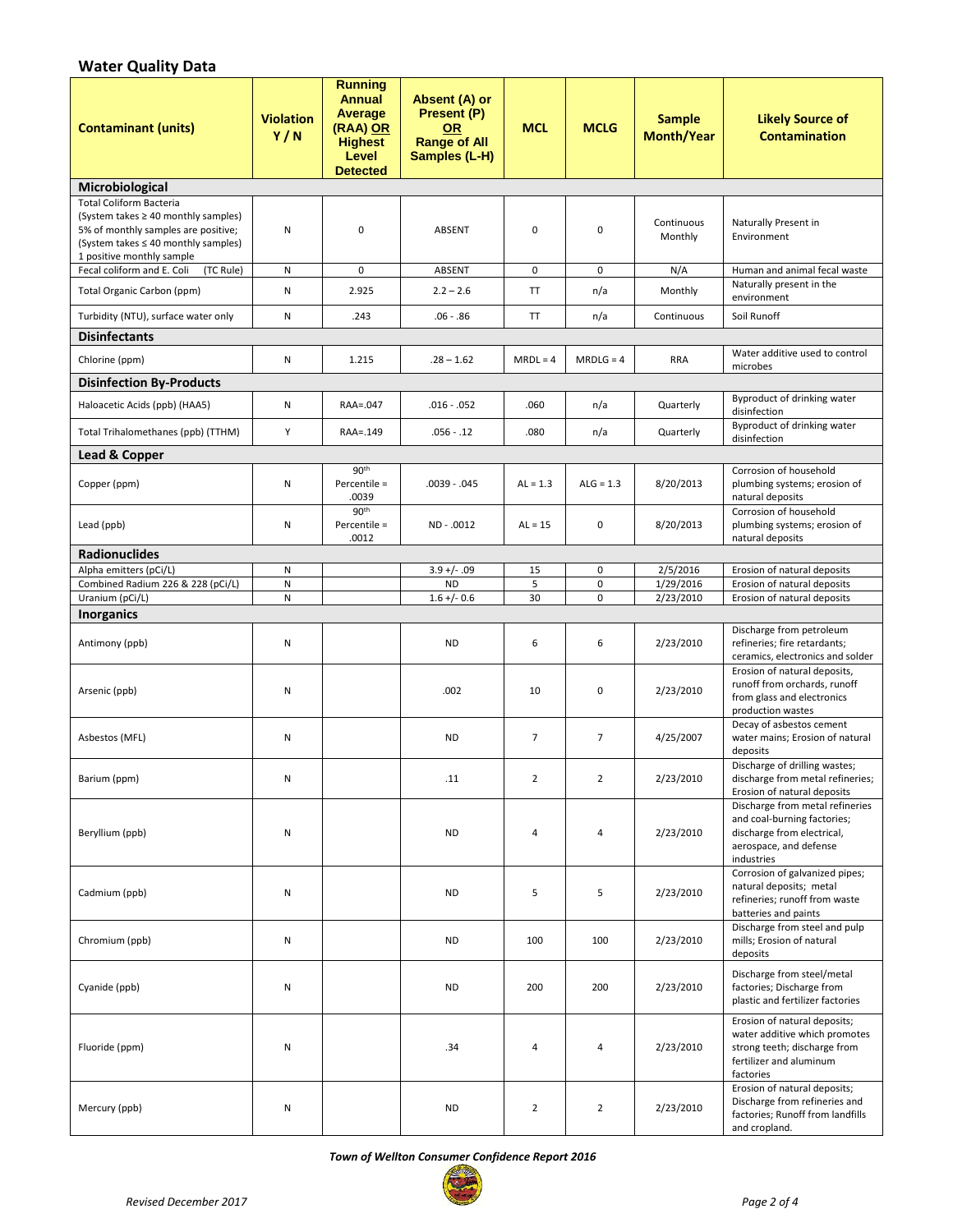## Water Quality Data

| Contaminant (units) | Violation Y / N | Running Annual Average (RAA) OR Highest Level Detected | Absent (A) or Present (P) OR Range of All Samples (L-H) | MCL | MCLG | Sample Month/Year | Likely Source of Contamination |
|---|---|---|---|---|---|---|---|
| **Microbiological** | | | | | | | |
| Total Coliform Bacteria (System takes ≥ 40 monthly samples) 5% of monthly samples are positive; (System takes ≤ 40 monthly samples) 1 positive monthly sample | N | 0 | ABSENT | 0 | 0 | Continuous Monthly | Naturally Present in Environment |
| Fecal coliform and E. Coli (TC Rule) | N | 0 | ABSENT | 0 | 0 | N/A | Human and animal fecal waste |
| Total Organic Carbon (ppm) | N | 2.925 | 2.2 – 2.6 | TT | n/a | Monthly | Naturally present in the environment |
| Turbidity (NTU), surface water only | N | .243 | .06 - .86 | TT | n/a | Continuous | Soil Runoff |
| **Disinfectants** | | | | | | | |
| Chlorine (ppm) | N | 1.215 | .28 – 1.62 | MRDL = 4 | MRDLG = 4 | RRA | Water additive used to control microbes |
| **Disinfection By-Products** | | | | | | | |
| Haloacetic Acids (ppb) (HAA5) | N | RAA=.047 | .016 - .052 | .060 | n/a | Quarterly | Byproduct of drinking water disinfection |
| Total Trihalomethanes (ppb) (TTHM) | Y | RAA=.149 | .056 - .12 | .080 | n/a | Quarterly | Byproduct of drinking water disinfection |
| **Lead & Copper** | | | | | | | |
| Copper (ppm) | N | 90th Percentile = .0039 | .0039 - .045 | AL = 1.3 | ALG = 1.3 | 8/20/2013 | Corrosion of household plumbing systems; erosion of natural deposits |
| Lead (ppb) | N | 90th Percentile = .0012 | ND - .0012 | AL = 15 | 0 | 8/20/2013 | Corrosion of household plumbing systems; erosion of natural deposits |
| **Radionuclides** | | | | | | | |
| Alpha emitters (pCi/L) | N | | 3.9 +/- .09 | 15 | 0 | 2/5/2016 | Erosion of natural deposits |
| Combined Radium 226 & 228 (pCi/L) | N | | ND | 5 | 0 | 1/29/2016 | Erosion of natural deposits |
| Uranium (pCi/L) | N | | 1.6 +/- 0.6 | 30 | 0 | 2/23/2010 | Erosion of natural deposits |
| **Inorganics** | | | | | | | |
| Antimony (ppb) | N | | ND | 6 | 6 | 2/23/2010 | Discharge from petroleum refineries; fire retardants; ceramics, electronics and solder |
| Arsenic (ppb) | N | | .002 | 10 | 0 | 2/23/2010 | Erosion of natural deposits, runoff from orchards, runoff from glass and electronics production wastes |
| Asbestos (MFL) | N | | ND | 7 | 7 | 4/25/2007 | Decay of asbestos cement water mains; Erosion of natural deposits |
| Barium (ppm) | N | | .11 | 2 | 2 | 2/23/2010 | Discharge of drilling wastes; discharge from metal refineries; Erosion of natural deposits |
| Beryllium (ppb) | N | | ND | 4 | 4 | 2/23/2010 | Discharge from metal refineries and coal-burning factories; discharge from electrical, aerospace, and defense industries |
| Cadmium (ppb) | N | | ND | 5 | 5 | 2/23/2010 | Corrosion of galvanized pipes; natural deposits; metal refineries; runoff from waste batteries and paints |
| Chromium (ppb) | N | | ND | 100 | 100 | 2/23/2010 | Discharge from steel and pulp mills; Erosion of natural deposits |
| Cyanide (ppb) | N | | ND | 200 | 200 | 2/23/2010 | Discharge from steel/metal factories; Discharge from plastic and fertilizer factories |
| Fluoride (ppm) | N | | .34 | 4 | 4 | 2/23/2010 | Erosion of natural deposits; water additive which promotes strong teeth; discharge from fertilizer and aluminum factories |
| Mercury (ppb) | N | | ND | 2 | 2 | 2/23/2010 | Erosion of natural deposits; Discharge from refineries and factories; Runoff from landfills and cropland. |

*Town of Wellton Consumer Confidence Report 2016*

*Revised December 2017*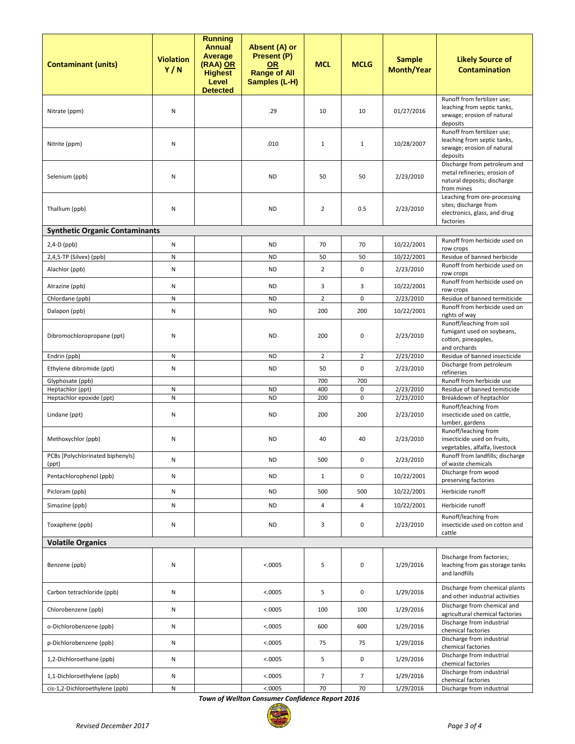| Contaminant (units) | Violation Y / N | Running Annual Average (RAA) OR Highest Level Detected | Absent (A) or Present (P) OR Range of All Samples (L-H) | MCL | MCLG | Sample Month/Year | Likely Source of Contamination |
|---|---|---|---|---|---|---|---|
| Nitrate (ppm) | N | | .29 | 10 | 10 | 01/27/2016 | Runoff from fertilizer use; leaching from septic tanks, sewage; erosion of natural deposits |
| Nitrite (ppm) | N | | .010 | 1 | 1 | 10/28/2007 | Runoff from fertilizer use; leaching from septic tanks, sewage; erosion of natural deposits |
| Selenium (ppb) | N | | ND | 50 | 50 | 2/23/2010 | Discharge from petroleum and metal refineries; erosion of natural deposits; discharge from mines |
| Thallium (ppb) | N | | ND | 2 | 0.5 | 2/23/2010 | Leaching from ore-processing sites; discharge from electronics, glass, and drug factories |
| **Synthetic Organic Contaminants** | | | | | | | |
| 2,4-D (ppb) | N | | ND | 70 | 70 | 10/22/2001 | Runoff from herbicide used on row crops |
| 2,4,5-TP (Silvex) (ppb) | N | | ND | 50 | 50 | 10/22/2001 | Residue of banned herbicide |
| Alachlor (ppb) | N | | ND | 2 | 0 | 2/23/2010 | Runoff from herbicide used on row crops |
| Atrazine (ppb) | N | | ND | 3 | 3 | 10/22/2001 | Runoff from herbicide used on row crops |
| Chlordane (ppb) | N | | ND | 2 | 0 | 2/23/2010 | Residue of banned termiticide |
| Dalapon (ppb) | N | | ND | 200 | 200 | 10/22/2001 | Runoff from herbicide used on rights of way |
| Dibromochloropropane (ppt) | N | | ND | 200 | 0 | 2/23/2010 | Runoff/leaching from soil fumigant used on soybeans, cotton, pineapples, and orchards |
| Endrin (ppb) | N | | ND | 2 | 2 | 2/23/2010 | Residue of banned insecticide |
| Ethylene dibromide (ppt) | N | | ND | 50 | 0 | 2/23/2010 | Discharge from petroleum refineries |
| Glyphosate (ppb) | | | | 700 | 700 | | Runoff from herbicide use |
| Heptachlor (ppt) | N | | ND | 400 | 0 | 2/23/2010 | Residue of banned temiticide |
| Heptachlor epoxide (ppt) | N | | ND | 200 | 0 | 2/23/2010 | Breakdown of heptachlor |
| Lindane (ppt) | N | | ND | 200 | 200 | 2/23/2010 | Runoff/leaching from insecticide used on cattle, lumber, gardens |
| Methoxychlor (ppb) | N | | ND | 40 | 40 | 2/23/2010 | Runoff/leaching from insecticide used on fruits, vegetables, alfalfa, livestock |
| PCBs [Polychlorinated biphenyls] (ppt) | N | | ND | 500 | 0 | 2/23/2010 | Runoff from landfills; discharge of waste chemicals |
| Pentachlorophenol (ppb) | N | | ND | 1 | 0 | 10/22/2001 | Discharge from wood preserving factories |
| Picloram (ppb) | N | | ND | 500 | 500 | 10/22/2001 | Herbicide runoff |
| Simazine (ppb) | N | | ND | 4 | 4 | 10/22/2001 | Herbicide runoff |
| Toxaphene (ppb) | N | | ND | 3 | 0 | 2/23/2010 | Runoff/leaching from insecticide used on cotton and cattle |
| **Volatile Organics** | | | | | | | |
| Benzene (ppb) | N | | <.0005 | 5 | 0 | 1/29/2016 | Discharge from factories; leaching from gas storage tanks and landfills |
| Carbon tetrachloride (ppb) | N | | <.0005 | 5 | 0 | 1/29/2016 | Discharge from chemical plants and other industrial activities |
| Chlorobenzene (ppb) | N | | <.0005 | 100 | 100 | 1/29/2016 | Discharge from chemical and agricultural chemical factories |
| o-Dichlorobenzene (ppb) | N | | <.0005 | 600 | 600 | 1/29/2016 | Discharge from industrial chemical factories |
| p-Dichlorobenzene (ppb) | N | | <.0005 | 75 | 75 | 1/29/2016 | Discharge from industrial chemical factories |
| 1,2-Dichloroethane (ppb) | N | | <.0005 | 5 | 0 | 1/29/2016 | Discharge from industrial chemical factories |
| 1,1-Dichloroethylene (ppb) | N | | <.0005 | 7 | 7 | 1/29/2016 | Discharge from industrial chemical factories |
| cis-1,2-Dichloroethylene (ppb) | N | | <.0005 | 70 | 70 | 1/29/2016 | Discharge from industrial |

***Town of Wellton Consumer Confidence Report 2016***

*Revised December 2017*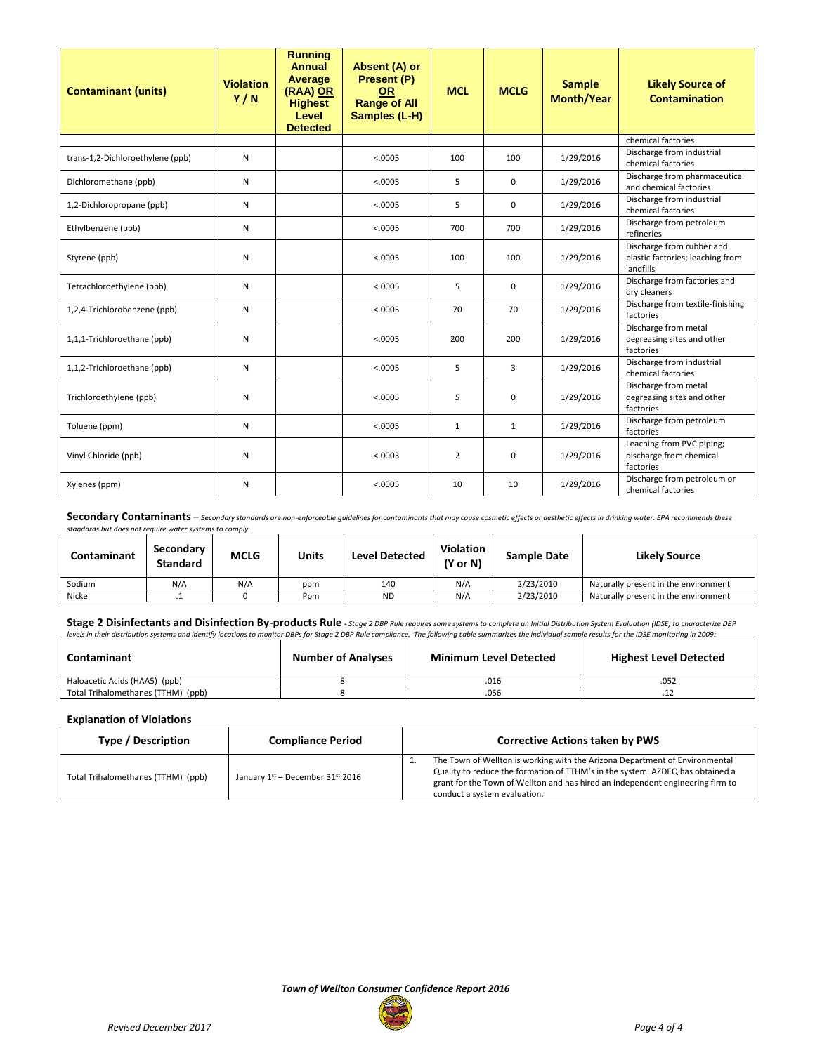| Contaminant (units) | Violation Y / N | Running Annual Average (RAA) OR Highest Level Detected | Absent (A) or Present (P) OR Range of All Samples (L-H) | MCL | MCLG | Sample Month/Year | Likely Source of Contamination |
|---|---|---|---|---|---|---|---|
| | | | | | | | chemical factories |
| trans-1,2-Dichloroethylene (ppb) | N | | <.0005 | 100 | 100 | 1/29/2016 | Discharge from industrial chemical factories |
| Dichloromethane (ppb) | N | | <.0005 | 5 | 0 | 1/29/2016 | Discharge from pharmaceutical and chemical factories |
| 1,2-Dichloropropane (ppb) | N | | <.0005 | 5 | 0 | 1/29/2016 | Discharge from industrial chemical factories |
| Ethylbenzene (ppb) | N | | <.0005 | 700 | 700 | 1/29/2016 | Discharge from petroleum refineries |
| Styrene (ppb) | N | | <.0005 | 100 | 100 | 1/29/2016 | Discharge from rubber and plastic factories; leaching from landfills |
| Tetrachloroethylene (ppb) | N | | <.0005 | 5 | 0 | 1/29/2016 | Discharge from factories and dry cleaners |
| 1,2,4-Trichlorobenzene (ppb) | N | | <.0005 | 70 | 70 | 1/29/2016 | Discharge from textile-finishing factories |
| 1,1,1-Trichloroethane (ppb) | N | | <.0005 | 200 | 200 | 1/29/2016 | Discharge from metal degreasing sites and other factories |
| 1,1,2-Trichloroethane (ppb) | N | | <.0005 | 5 | 3 | 1/29/2016 | Discharge from industrial chemical factories |
| Trichloroethylene (ppb) | N | | <.0005 | 5 | 0 | 1/29/2016 | Discharge from metal degreasing sites and other factories |
| Toluene (ppm) | N | | <.0005 | 1 | 1 | 1/29/2016 | Discharge from petroleum factories |
| Vinyl Chloride (ppb) | N | | <.0003 | 2 | 0 | 1/29/2016 | Leaching from PVC piping; discharge from chemical factories |
| Xylenes (ppm) | N | | <.0005 | 10 | 10 | 1/29/2016 | Discharge from petroleum or chemical factories |

**Secondary Contaminants** – *Secondary standards are non-enforceable guidelines for contaminants that may cause cosmetic effects or aesthetic effects in drinking water. EPA recommends these standards but does not require water systems to comply.*

| Contaminant | Secondary Standard | MCLG | Units | Level Detected | Violation (Y or N) | Sample Date | Likely Source |
|---|---|---|---|---|---|---|---|
| Sodium | N/A | N/A | ppm | 140 | N/A | 2/23/2010 | Naturally present in the environment |
| Nickel | .1 | 0 | Ppm | ND | N/A | 2/23/2010 | Naturally present in the environment |

**Stage 2 Disinfectants and Disinfection By-products Rule** - *Stage 2 DBP Rule requires some systems to complete an Initial Distribution System Evaluation (IDSE) to characterize DBP levels in their distribution systems and identify locations to monitor DBPs for Stage 2 DBP Rule compliance. The following table summarizes the individual sample results for the IDSE monitoring in 2009:*

| Contaminant | Number of Analyses | Minimum Level Detected | Highest Level Detected |
|---|---|---|---|
| Haloacetic Acids (HAA5) (ppb) | 8 | .016 | .052 |
| Total Trihalomethanes (TTHM) (ppb) | 8 | .056 | .12 |

**Explanation of Violations**

| Type / Description | Compliance Period | Corrective Actions taken by PWS |
|---|---|---|
| Total Trihalomethanes (TTHM) (ppb) | January 1st – December 31st 2016 | 1. The Town of Wellton is working with the Arizona Department of Environmental Quality to reduce the formation of TTHM's in the system. AZDEQ has obtained a grant for the Town of Wellton and has hired an independent engineering firm to conduct a system evaluation. |